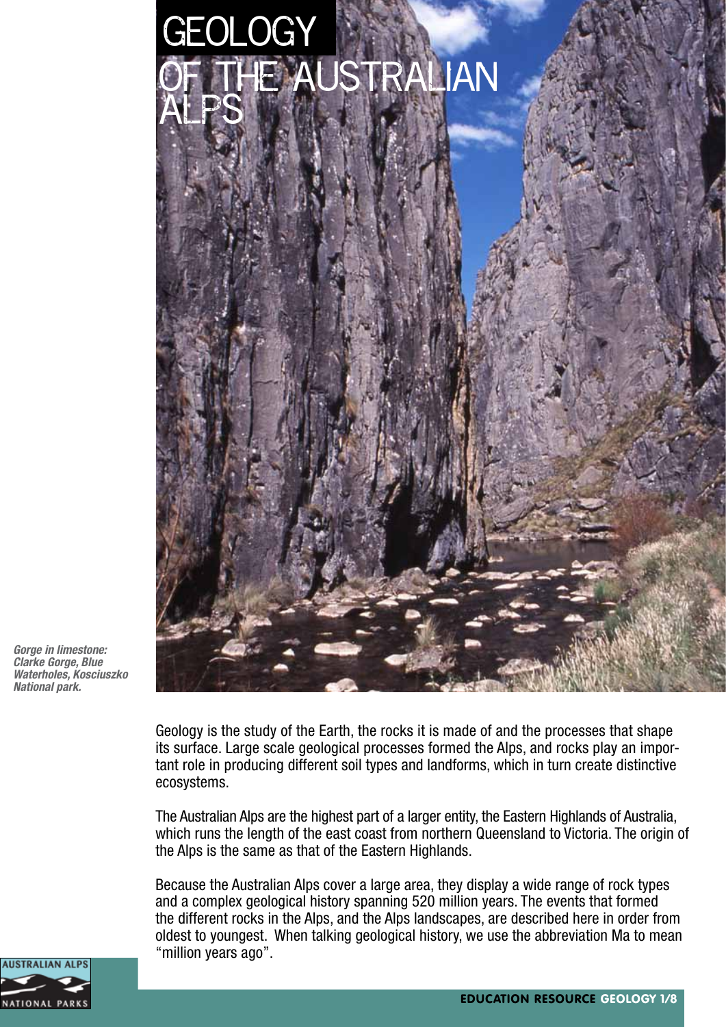# GEOLOGY OF THE AUSTRALIAN ALPS

*Gorge in limestone: Clarke Gorge, Blue Waterholes, Kosciuszko National park.*

Geology is the study of the Earth, the rocks it is made of and the processes that shape its surface. Large scale geological processes formed the Alps, and rocks play an important role in producing different soil types and landforms, which in turn create distinctive ecosystems.

The Australian Alps are the highest part of a larger entity, the Eastern Highlands of Australia, which runs the length of the east coast from northern Queensland to Victoria. The origin of the Alps is the same as that of the Eastern Highlands.

Because the Australian Alps cover a large area, they display a wide range of rock types and a complex geological history spanning 520 million years. The events that formed the different rocks in the Alps, and the Alps landscapes, are described here in order from oldest to youngest. When talking geological history, we use the abbreviation Ma to mean "million years ago".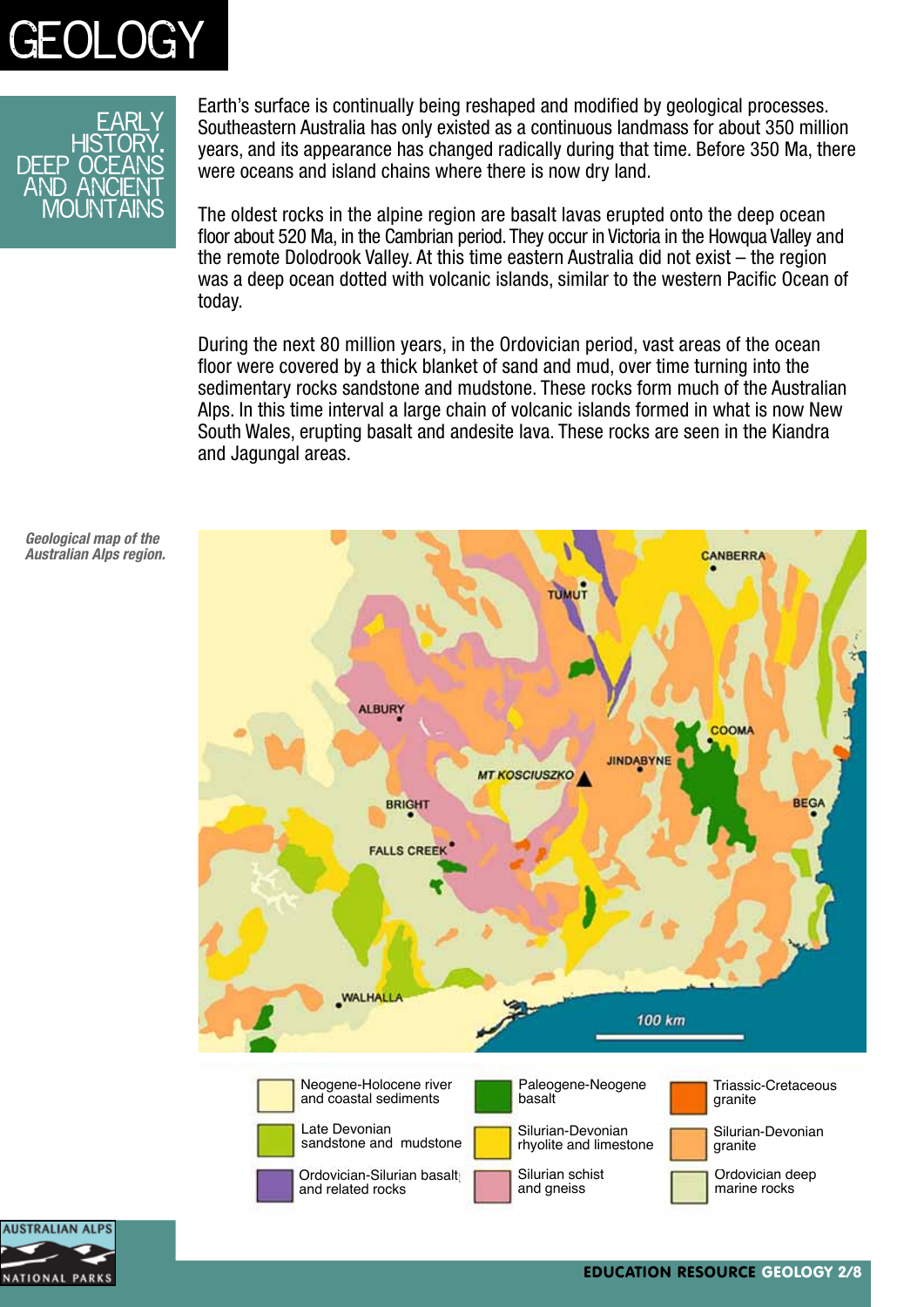# GEOLOGY

## EARLY HISTORY. DEEP OCEANS AND ANCIENT MOUNTAINS

Earth's surface is continually being reshaped and modified by geological processes. Southeastern Australia has only existed as a continuous landmass for about 350 million years, and its appearance has changed radically during that time. Before 350 Ma, there were oceans and island chains where there is now dry land.

The oldest rocks in the alpine region are basalt lavas erupted onto the deep ocean floor about 520 Ma, in the Cambrian period. They occur in Victoria in the Howqua Valley and the remote Dolodrook Valley. At this time eastern Australia did not exist – the region was a deep ocean dotted with volcanic islands, similar to the western Pacific Ocean of today.

During the next 80 million years, in the Ordovician period, vast areas of the ocean floor were covered by a thick blanket of sand and mud, over time turning into the sedimentary rocks sandstone and mudstone. These rocks form much of the Australian Alps. In this time interval a large chain of volcanic islands formed in what is now New South Wales, erupting basalt and andesite lava. These rocks are seen in the Kiandra and Jagungal areas.

*Geological map of the Australian Alps region.*

| Legend | | |
|---|---|---|
| Neogene-Holocene river and coastal sediments | Paleogene-Neogene basalt | Triassic-Cretaceous granite |
| Late Devonian sandstone and mudstone | Silurian-Devonian rhyolite and limestone | Silurian-Devonian granite |
| Ordovician-Silurian basalt and related rocks | Silurian schist and gneiss | Ordovician deep marine rocks |

EDUCATION RESOURCE GEOLOGY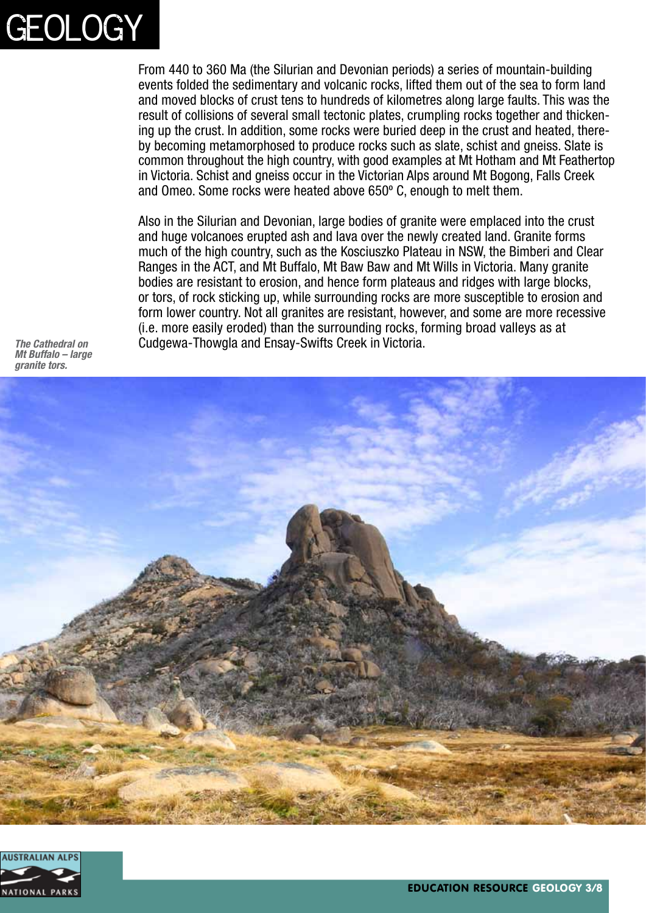# GEOLOGY

From 440 to 360 Ma (the Silurian and Devonian periods) a series of mountain-building events folded the sedimentary and volcanic rocks, lifted them out of the sea to form land and moved blocks of crust tens to hundreds of kilometres along large faults. This was the result of collisions of several small tectonic plates, crumpling rocks together and thickening up the crust. In addition, some rocks were buried deep in the crust and heated, thereby becoming metamorphosed to produce rocks such as slate, schist and gneiss. Slate is common throughout the high country, with good examples at Mt Hotham and Mt Feathertop in Victoria. Schist and gneiss occur in the Victorian Alps around Mt Bogong, Falls Creek and Omeo. Some rocks were heated above 650º C, enough to melt them.

Also in the Silurian and Devonian, large bodies of granite were emplaced into the crust and huge volcanoes erupted ash and lava over the newly created land. Granite forms much of the high country, such as the Kosciuszko Plateau in NSW, the Bimberi and Clear Ranges in the ACT, and Mt Buffalo, Mt Baw Baw and Mt Wills in Victoria. Many granite bodies are resistant to erosion, and hence form plateaus and ridges with large blocks, or tors, of rock sticking up, while surrounding rocks are more susceptible to erosion and form lower country. Not all granites are resistant, however, and some are more recessive (i.e. more easily eroded) than the surrounding rocks, forming broad valleys as at Cudgewa-Thowgla and Ensay-Swifts Creek in Victoria.

*The Cathedral on Mt Buffalo – large granite tors.*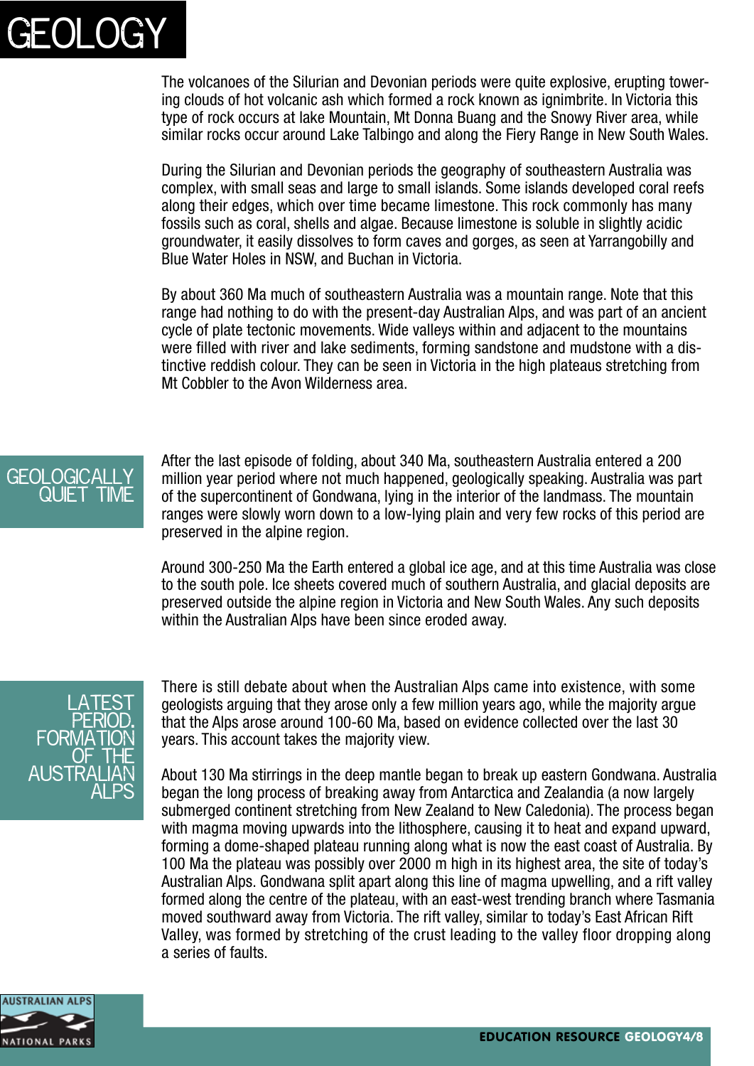# GEOLOGY

The volcanoes of the Silurian and Devonian periods were quite explosive, erupting towering clouds of hot volcanic ash which formed a rock known as ignimbrite. In Victoria this type of rock occurs at lake Mountain, Mt Donna Buang and the Snowy River area, while similar rocks occur around Lake Talbingo and along the Fiery Range in New South Wales.

During the Silurian and Devonian periods the geography of southeastern Australia was complex, with small seas and large to small islands. Some islands developed coral reefs along their edges, which over time became limestone. This rock commonly has many fossils such as coral, shells and algae. Because limestone is soluble in slightly acidic groundwater, it easily dissolves to form caves and gorges, as seen at Yarrangobilly and Blue Water Holes in NSW, and Buchan in Victoria.

By about 360 Ma much of southeastern Australia was a mountain range. Note that this range had nothing to do with the present-day Australian Alps, and was part of an ancient cycle of plate tectonic movements. Wide valleys within and adjacent to the mountains were filled with river and lake sediments, forming sandstone and mudstone with a distinctive reddish colour. They can be seen in Victoria in the high plateaus stretching from Mt Cobbler to the Avon Wilderness area.

## GEOLOGICALLY QUIET TIME

After the last episode of folding, about 340 Ma, southeastern Australia entered a 200 million year period where not much happened, geologically speaking. Australia was part of the supercontinent of Gondwana, lying in the interior of the landmass. The mountain ranges were slowly worn down to a low-lying plain and very few rocks of this period are preserved in the alpine region.

Around 300-250 Ma the Earth entered a global ice age, and at this time Australia was close to the south pole. Ice sheets covered much of southern Australia, and glacial deposits are preserved outside the alpine region in Victoria and New South Wales. Any such deposits within the Australian Alps have been since eroded away.

## LATEST PERIOD. FORMATION OF THE AUSTRALIAN ALPS

There is still debate about when the Australian Alps came into existence, with some geologists arguing that they arose only a few million years ago, while the majority argue that the Alps arose around 100-60 Ma, based on evidence collected over the last 30 years. This account takes the majority view.

About 130 Ma stirrings in the deep mantle began to break up eastern Gondwana. Australia began the long process of breaking away from Antarctica and Zealandia (a now largely submerged continent stretching from New Zealand to New Caledonia). The process began with magma moving upwards into the lithosphere, causing it to heat and expand upward, forming a dome-shaped plateau running along what is now the east coast of Australia. By 100 Ma the plateau was possibly over 2000 m high in its highest area, the site of today's Australian Alps. Gondwana split apart along this line of magma upwelling, and a rift valley formed along the centre of the plateau, with an east-west trending branch where Tasmania moved southward away from Victoria. The rift valley, similar to today's East African Rift Valley, was formed by stretching of the crust leading to the valley floor dropping along a series of faults.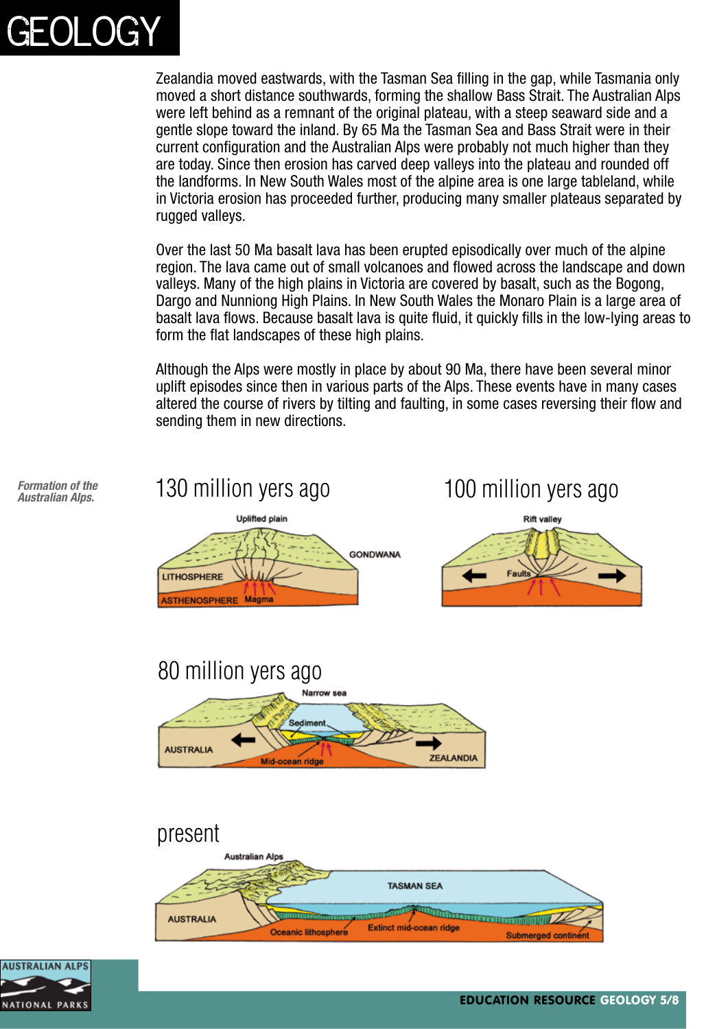Zealandia moved eastwards, with the Tasman Sea filling in the gap, while Tasmania only moved a short distance southwards, forming the shallow Bass Strait. The Australian Alps were left behind as a remnant of the original plateau, with a steep seaward side and a gentle slope toward the inland. By 65 Ma the Tasman Sea and Bass Strait were in their current configuration and the Australian Alps were probably not much higher than they are today. Since then erosion has carved deep valleys into the plateau and rounded off the landforms. In New South Wales most of the alpine area is one large tableland, while in Victoria erosion has proceeded further, producing many smaller plateaus separated by rugged valleys.

Over the last 50 Ma basalt lava has been erupted episodically over much of the alpine region. The lava came out of small volcanoes and flowed across the landscape and down valleys. Many of the high plains in Victoria are covered by basalt, such as the Bogong, Dargo and Nunniong High Plains. In New South Wales the Monaro Plain is a large area of basalt lava flows. Because basalt lava is quite fluid, it quickly fills in the low-lying areas to form the flat landscapes of these high plains.

Although the Alps were mostly in place by about 90 Ma, there have been several minor uplift episodes since then in various parts of the Alps. These events have in many cases altered the course of rivers by tilting and faulting, in some cases reversing their flow and sending them in new directions.

*Formation of the Australian Alps.*

130 million yers ago

Uplifted plain
GONDWANA
LITHOSPHERE
ASTHENOSPHERE Magma

100 million yers ago

Rift valley
Faults

80 million yers ago

Narrow sea
Sediment
AUSTRALIA
Mid-ocean ridge
ZEALANDIA

present

Australian Alps
TASMAN SEA
AUSTRALIA
Oceanic lithosphere
Extinct mid-ocean ridge
Submerged continent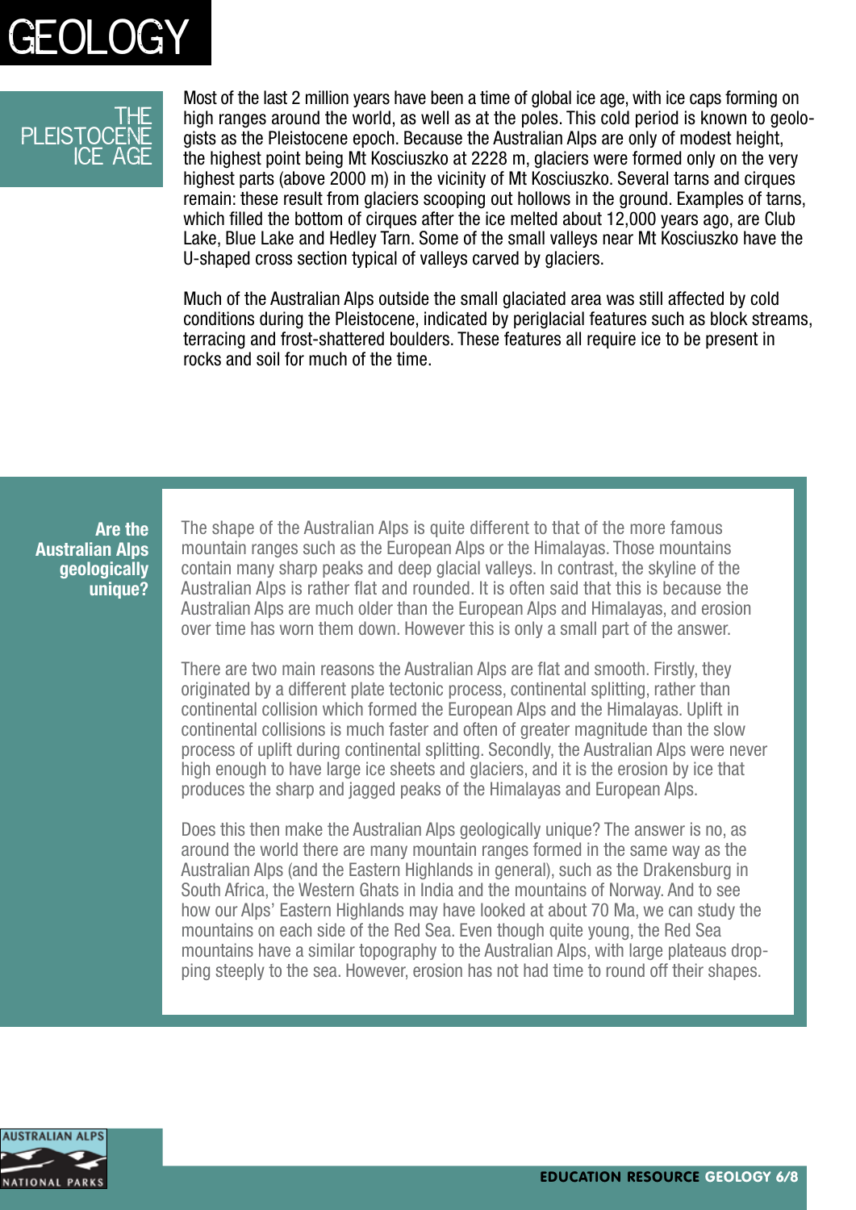# GEOLOGY

## THE PLEISTOCENE ICE AGE

Most of the last 2 million years have been a time of global ice age, with ice caps forming on high ranges around the world, as well as at the poles. This cold period is known to geologists as the Pleistocene epoch. Because the Australian Alps are only of modest height, the highest point being Mt Kosciuszko at 2228 m, glaciers were formed only on the very highest parts (above 2000 m) in the vicinity of Mt Kosciuszko. Several tarns and cirques remain: these result from glaciers scooping out hollows in the ground. Examples of tarns, which filled the bottom of cirques after the ice melted about 12,000 years ago, are Club Lake, Blue Lake and Hedley Tarn. Some of the small valleys near Mt Kosciuszko have the U-shaped cross section typical of valleys carved by glaciers.

Much of the Australian Alps outside the small glaciated area was still affected by cold conditions during the Pleistocene, indicated by periglacial features such as block streams, terracing and frost-shattered boulders. These features all require ice to be present in rocks and soil for much of the time.

### Are the Australian Alps geologically unique?

The shape of the Australian Alps is quite different to that of the more famous mountain ranges such as the European Alps or the Himalayas. Those mountains contain many sharp peaks and deep glacial valleys. In contrast, the skyline of the Australian Alps is rather flat and rounded. It is often said that this is because the Australian Alps are much older than the European Alps and Himalayas, and erosion over time has worn them down. However this is only a small part of the answer.

There are two main reasons the Australian Alps are flat and smooth. Firstly, they originated by a different plate tectonic process, continental splitting, rather than continental collision which formed the European Alps and the Himalayas. Uplift in continental collisions is much faster and often of greater magnitude than the slow process of uplift during continental splitting. Secondly, the Australian Alps were never high enough to have large ice sheets and glaciers, and it is the erosion by ice that produces the sharp and jagged peaks of the Himalayas and European Alps.

Does this then make the Australian Alps geologically unique? The answer is no, as around the world there are many mountain ranges formed in the same way as the Australian Alps (and the Eastern Highlands in general), such as the Drakensburg in South Africa, the Western Ghats in India and the mountains of Norway. And to see how our Alps' Eastern Highlands may have looked at about 70 Ma, we can study the mountains on each side of the Red Sea. Even though quite young, the Red Sea mountains have a similar topography to the Australian Alps, with large plateaus dropping steeply to the sea. However, erosion has not had time to round off their shapes.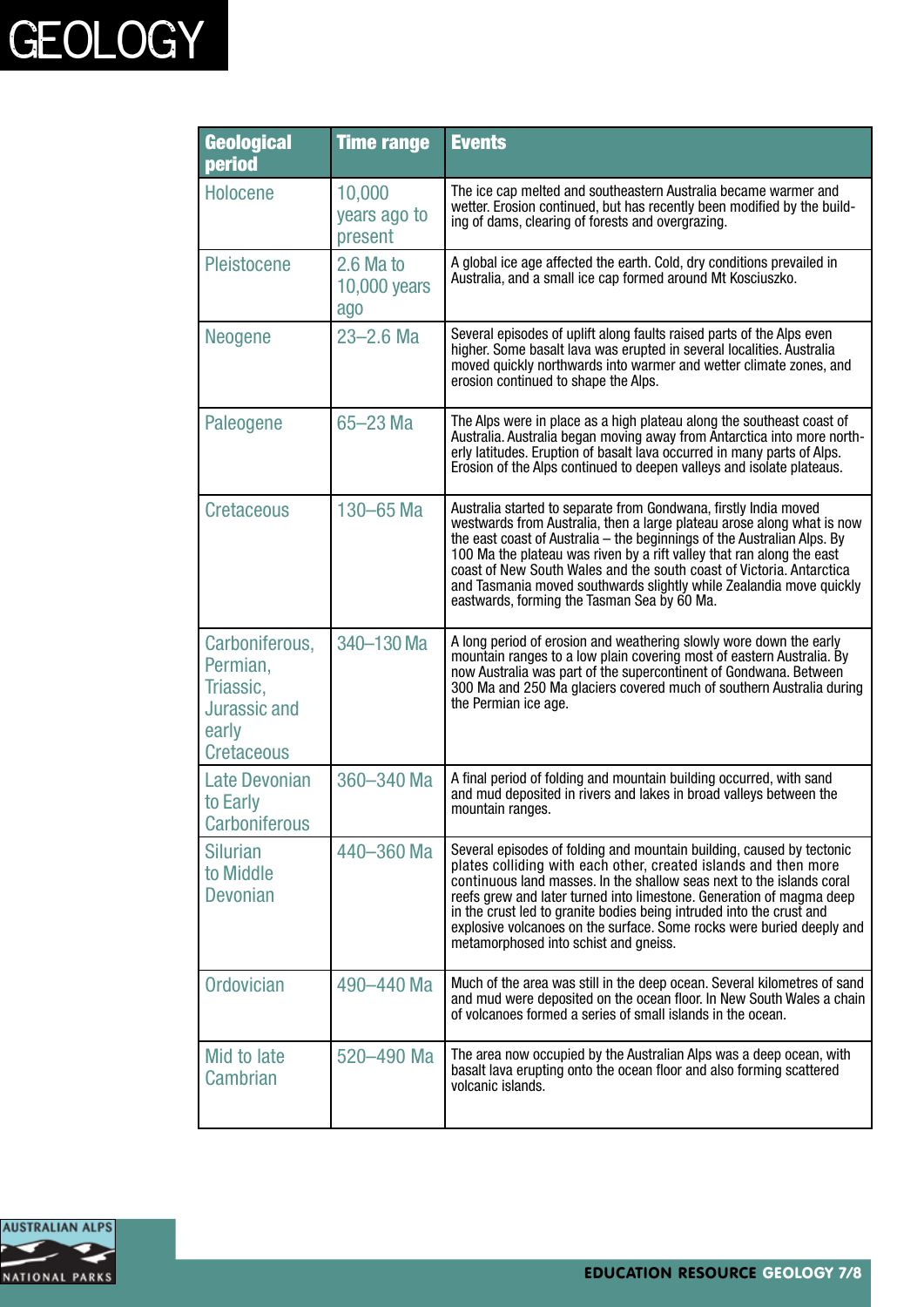| Geological period | Time range | Events |
|---|---|---|
| Holocene | 10,000 years ago to present | The ice cap melted and southeastern Australia became warmer and wetter. Erosion continued, but has recently been modified by the building of dams, clearing of forests and overgrazing. |
| Pleistocene | 2.6 Ma to 10,000 years ago | A global ice age affected the earth. Cold, dry conditions prevailed in Australia, and a small ice cap formed around Mt Kosciuszko. |
| Neogene | 23–2.6 Ma | Several episodes of uplift along faults raised parts of the Alps even higher. Some basalt lava was erupted in several localities. Australia moved quickly northwards into warmer and wetter climate zones, and erosion continued to shape the Alps. |
| Paleogene | 65–23 Ma | The Alps were in place as a high plateau along the southeast coast of Australia. Australia began moving away from Antarctica into more northerly latitudes. Eruption of basalt lava occurred in many parts of Alps. Erosion of the Alps continued to deepen valleys and isolate plateaus. |
| Cretaceous | 130–65 Ma | Australia started to separate from Gondwana, firstly India moved westwards from Australia, then a large plateau arose along what is now the east coast of Australia – the beginnings of the Australian Alps. By 100 Ma the plateau was riven by a rift valley that ran along the east coast of New South Wales and the south coast of Victoria. Antarctica and Tasmania moved southwards slightly while Zealandia move quickly eastwards, forming the Tasman Sea by 60 Ma. |
| Carboniferous, Permian, Triassic, Jurassic and early Cretaceous | 340–130 Ma | A long period of erosion and weathering slowly wore down the early mountain ranges to a low plain covering most of eastern Australia. By now Australia was part of the supercontinent of Gondwana. Between 300 Ma and 250 Ma glaciers covered much of southern Australia during the Permian ice age. |
| Late Devonian to Early Carboniferous | 360–340 Ma | A final period of folding and mountain building occurred, with sand and mud deposited in rivers and lakes in broad valleys between the mountain ranges. |
| Silurian to Middle Devonian | 440–360 Ma | Several episodes of folding and mountain building, caused by tectonic plates colliding with each other, created islands and then more continuous land masses. In the shallow seas next to the islands coral reefs grew and later turned into limestone. Generation of magma deep in the crust led to granite bodies being intruded into the crust and explosive volcanoes on the surface. Some rocks were buried deeply and metamorphosed into schist and gneiss. |
| Ordovician | 490–440 Ma | Much of the area was still in the deep ocean. Several kilometres of sand and mud were deposited on the ocean floor. In New South Wales a chain of volcanoes formed a series of small islands in the ocean. |
| Mid to late Cambrian | 520–490 Ma | The area now occupied by the Australian Alps was a deep ocean, with basalt lava erupting onto the ocean floor and also forming scattered volcanic islands. |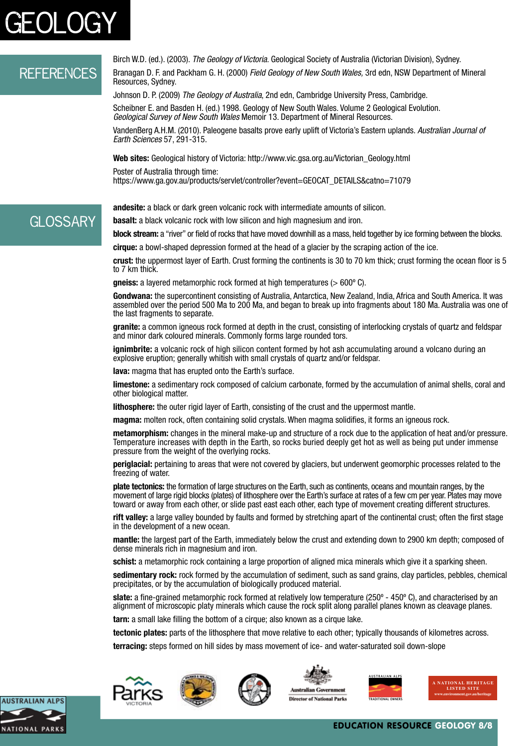# GEOLOGY

## REFERENCES

Birch W.D. (ed.). (2003). *The Geology of Victoria*. Geological Society of Australia (Victorian Division), Sydney.

Branagan D. F. and Packham G. H. (2000) *Field Geology of New South Wales,* 3rd edn, NSW Department of Mineral Resources, Sydney.

Johnson D. P. (2009) *The Geology of Australia*, 2nd edn, Cambridge University Press, Cambridge.

Scheibner E. and Basden H. (ed.) 1998. Geology of New South Wales. Volume 2 Geological Evolution. *Geological Survey of New South Wales* Memoir 13. Department of Mineral Resources.

VandenBerg A.H.M. (2010). Paleogene basalts prove early uplift of Victoria's Eastern uplands. *Australian Journal of Earth Sciences* 57, 291-315.

**Web sites:** Geological history of Victoria: http://www.vic.gsa.org.au/Victorian_Geology.html

Poster of Australia through time:
https://www.ga.gov.au/products/servlet/controller?event=GEOCAT_DETAILS&catno=71079

## GLOSSARY

**andesite:** a black or dark green volcanic rock with intermediate amounts of silicon.

**basalt:** a black volcanic rock with low silicon and high magnesium and iron.

**block stream:** a "river" or field of rocks that have moved downhill as a mass, held together by ice forming between the blocks.

**cirque:** a bowl-shaped depression formed at the head of a glacier by the scraping action of the ice.

**crust:** the uppermost layer of Earth. Crust forming the continents is 30 to 70 km thick; crust forming the ocean floor is 5 to 7 km thick.

**gneiss:** a layered metamorphic rock formed at high temperatures (> 600º C).

**Gondwana:** the supercontinent consisting of Australia, Antarctica, New Zealand, India, Africa and South America. It was assembled over the period 500 Ma to 200 Ma, and began to break up into fragments about 180 Ma. Australia was one of the last fragments to separate.

**granite:** a common igneous rock formed at depth in the crust, consisting of interlocking crystals of quartz and feldspar and minor dark coloured minerals. Commonly forms large rounded tors.

**ignimbrite:** a volcanic rock of high silicon content formed by hot ash accumulating around a volcano during an explosive eruption; generally whitish with small crystals of quartz and/or feldspar.

**lava:** magma that has erupted onto the Earth's surface.

**limestone:** a sedimentary rock composed of calcium carbonate, formed by the accumulation of animal shells, coral and other biological matter.

**lithosphere:** the outer rigid layer of Earth, consisting of the crust and the uppermost mantle.

**magma:** molten rock, often containing solid crystals. When magma solidifies, it forms an igneous rock.

**metamorphism:** changes in the mineral make-up and structure of a rock due to the application of heat and/or pressure. Temperature increases with depth in the Earth, so rocks buried deeply get hot as well as being put under immense pressure from the weight of the overlying rocks.

**periglacial:** pertaining to areas that were not covered by glaciers, but underwent geomorphic processes related to the freezing of water.

**plate tectonics:** the formation of large structures on the Earth, such as continents, oceans and mountain ranges, by the movement of large rigid blocks (plates) of lithosphere over the Earth's surface at rates of a few cm per year. Plates may move toward or away from each other, or slide past east each other, each type of movement creating different structures.

**rift valley:** a large valley bounded by faults and formed by stretching apart of the continental crust; often the first stage in the development of a new ocean.

**mantle:** the largest part of the Earth, immediately below the crust and extending down to 2900 km depth; composed of dense minerals rich in magnesium and iron.

**schist:** a metamorphic rock containing a large proportion of aligned mica minerals which give it a sparking sheen.

**sedimentary rock:** rock formed by the accumulation of sediment, such as sand grains, clay particles, pebbles, chemical precipitates, or by the accumulation of biologically produced material.

**slate:** a fine-grained metamorphic rock formed at relatively low temperature (250º - 450º C), and characterised by an alignment of microscopic platy minerals which cause the rock split along parallel planes known as cleavage planes.

**tarn:** a small lake filling the bottom of a cirque; also known as a cirque lake.

**tectonic plates:** parts of the lithosphere that move relative to each other; typically thousands of kilometres across.

**terracing:** steps formed on hill sides by mass movement of ice- and water-saturated soil down-slope